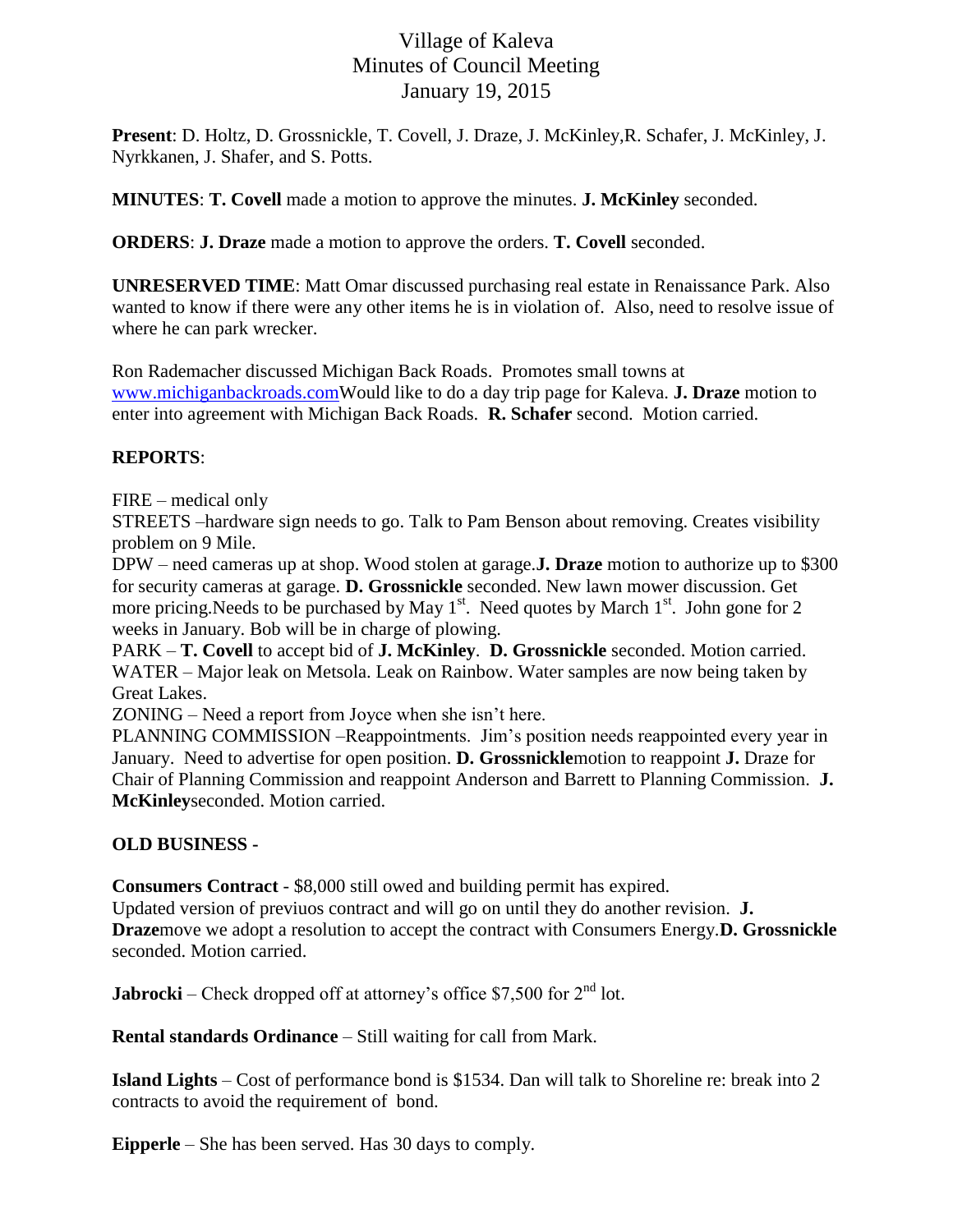# Village of Kaleva
## Minutes of Council Meeting
### January 19, 2015

**Present**: D. Holtz, D. Grossnickle, T. Covell, J. Draze, J. McKinley,R. Schafer, J. McKinley, J. Nyrkkanen, J. Shafer, and S. Potts.

**MINUTES**: **T. Covell** made a motion to approve the minutes. **J. McKinley** seconded.

**ORDERS**: **J. Draze** made a motion to approve the orders. **T. Covell** seconded.

**UNRESERVED TIME**: Matt Omar discussed purchasing real estate in Renaissance Park. Also wanted to know if there were any other items he is in violation of. Also, need to resolve issue of where he can park wrecker.

Ron Rademacher discussed Michigan Back Roads. Promotes small towns at www.michiganbackroads.comWould like to do a day trip page for Kaleva. **J. Draze** motion to enter into agreement with Michigan Back Roads. **R. Schafer** second. Motion carried.

**REPORTS**:

FIRE – medical only
STREETS –hardware sign needs to go. Talk to Pam Benson about removing. Creates visibility problem on 9 Mile.
DPW – need cameras up at shop. Wood stolen at garage.**J. Draze** motion to authorize up to $300 for security cameras at garage. **D. Grossnickle** seconded. New lawn mower discussion. Get more pricing.Needs to be purchased by May 1st. Need quotes by March 1st. John gone for 2 weeks in January. Bob will be in charge of plowing.
PARK – **T. Covell** to accept bid of **J. McKinley**. **D. Grossnickle** seconded. Motion carried.
WATER – Major leak on Metsola. Leak on Rainbow. Water samples are now being taken by Great Lakes.
ZONING – Need a report from Joyce when she isn't here.
PLANNING COMMISSION –Reappointments. Jim's position needs reappointed every year in January. Need to advertise for open position. **D. Grossnickle**motion to reappoint **J.** Draze for Chair of Planning Commission and reappoint Anderson and Barrett to Planning Commission. **J. McKinley**seconded. Motion carried.

**OLD BUSINESS -**

**Consumers Contract** - $8,000 still owed and building permit has expired.
Updated version of previuos contract and will go on until they do another revision. **J. Draze**move we adopt a resolution to accept the contract with Consumers Energy.**D. Grossnickle** seconded. Motion carried.

**Jabrocki** – Check dropped off at attorney's office $7,500 for 2nd lot.

**Rental standards Ordinance** – Still waiting for call from Mark.

**Island Lights** – Cost of performance bond is $1534. Dan will talk to Shoreline re: break into 2 contracts to avoid the requirement of bond.

**Eipperle** – She has been served. Has 30 days to comply.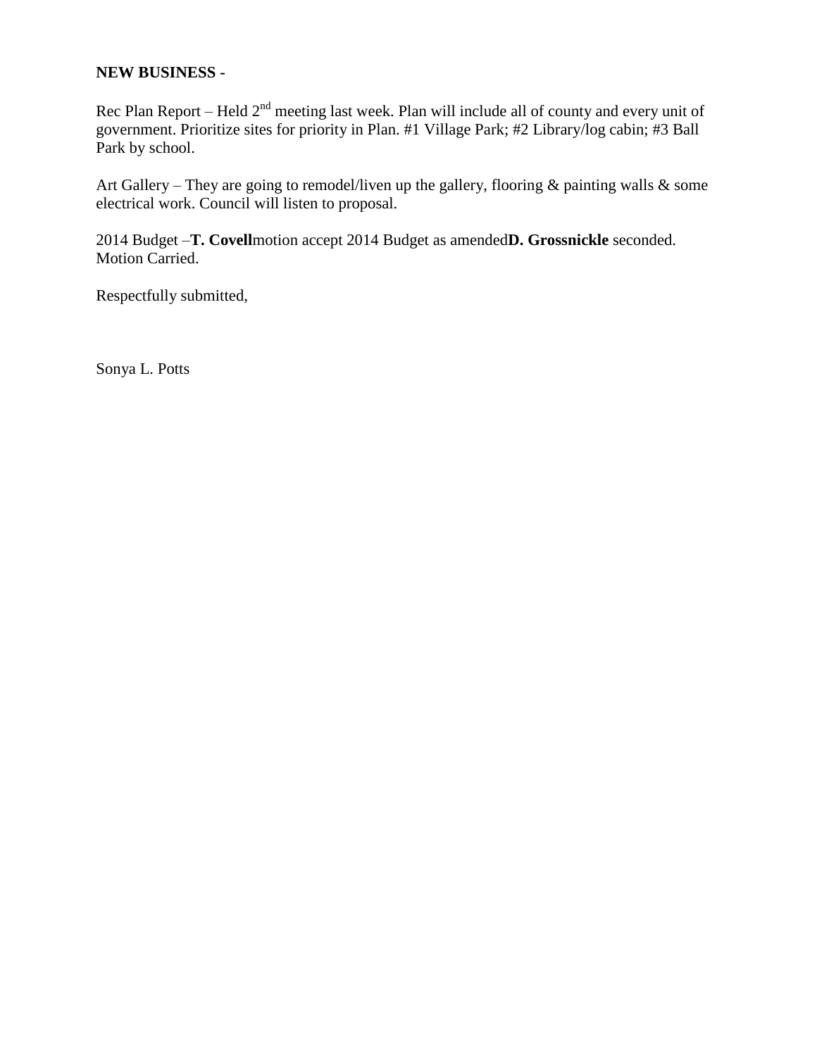**NEW BUSINESS -**

Rec Plan Report – Held 2nd meeting last week. Plan will include all of county and every unit of government. Prioritize sites for priority in Plan. #1 Village Park; #2 Library/log cabin; #3 Ball Park by school.

Art Gallery – They are going to remodel/liven up the gallery, flooring & painting walls & some electrical work. Council will listen to proposal.

2014 Budget –**T. Covell**motion accept 2014 Budget as amended**D. Grossnickle** seconded. Motion Carried.

Respectfully submitted,

Sonya L. Potts